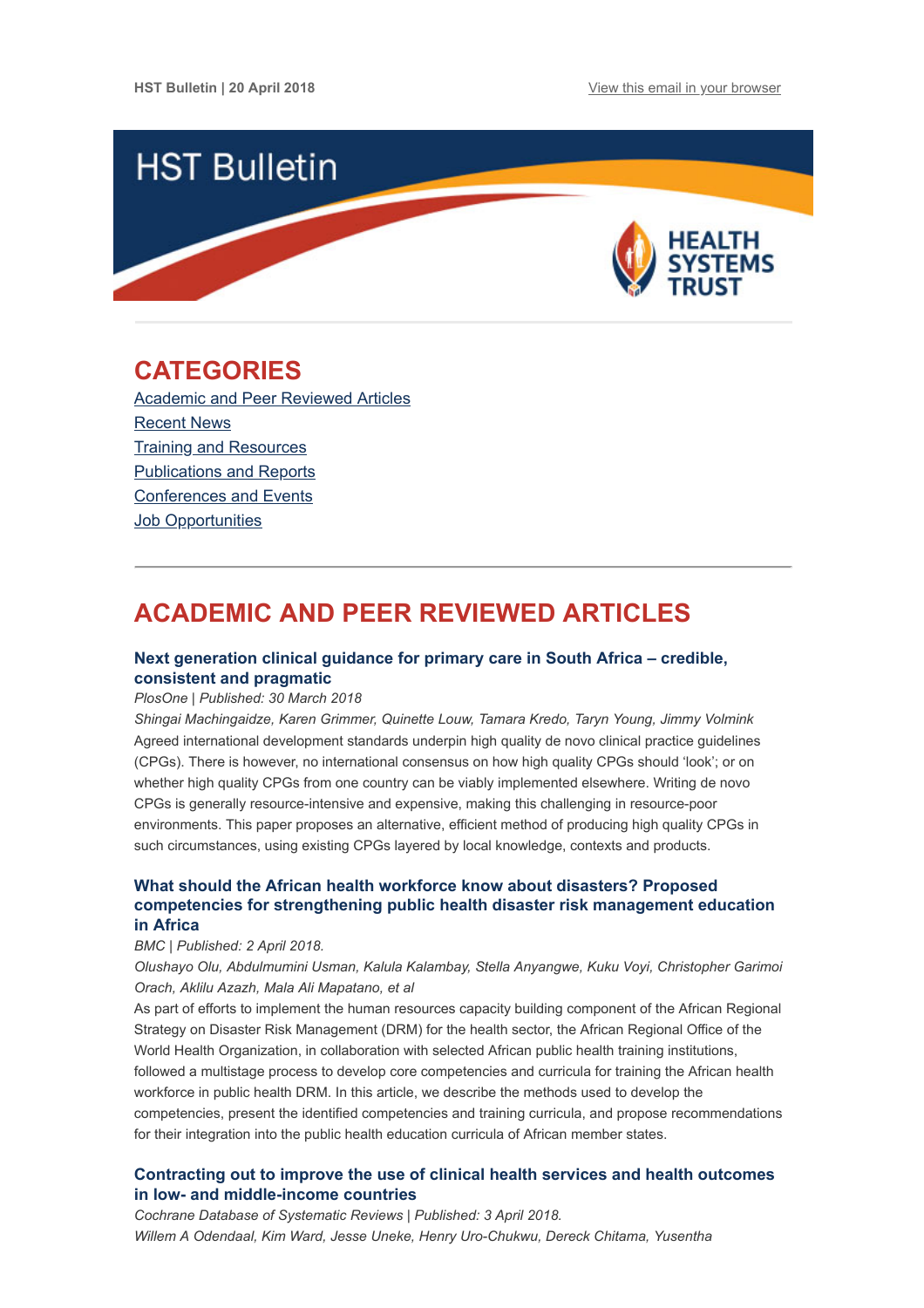HST Bulletin | 20 April 2018

View this email in your browser

# HST Bulletin

HEALTH SYSTEMS TRUST

## CATEGORIES

Academic and Peer Reviewed Articles
Recent News
Training and Resources
Publications and Reports
Conferences and Events
Job Opportunities

## ACADEMIC AND PEER REVIEWED ARTICLES

### Next generation clinical guidance for primary care in South Africa – credible, consistent and pragmatic

*PlosOne | Published: 30 March 2018*

*Shingai Machingaidze, Karen Grimmer, Quinette Louw, Tamara Kredo, Taryn Young, Jimmy Volmink*

Agreed international development standards underpin high quality de novo clinical practice guidelines (CPGs). There is however, no international consensus on how high quality CPGs should 'look'; or on whether high quality CPGs from one country can be viably implemented elsewhere. Writing de novo CPGs is generally resource-intensive and expensive, making this challenging in resource-poor environments. This paper proposes an alternative, efficient method of producing high quality CPGs in such circumstances, using existing CPGs layered by local knowledge, contexts and products.

### What should the African health workforce know about disasters? Proposed competencies for strengthening public health disaster risk management education in Africa

*BMC | Published: 2 April 2018.*

*Olushayo Olu, Abdulmumini Usman, Kalula Kalambay, Stella Anyangwe, Kuku Voyi, Christopher Garimoi Orach, Aklilu Azazh, Mala Ali Mapatano, et al*

As part of efforts to implement the human resources capacity building component of the African Regional Strategy on Disaster Risk Management (DRM) for the health sector, the African Regional Office of the World Health Organization, in collaboration with selected African public health training institutions, followed a multistage process to develop core competencies and curricula for training the African health workforce in public health DRM. In this article, we describe the methods used to develop the competencies, present the identified competencies and training curricula, and propose recommendations for their integration into the public health education curricula of African member states.

### Contracting out to improve the use of clinical health services and health outcomes in low- and middle-income countries

*Cochrane Database of Systematic Reviews | Published: 3 April 2018.*

*Willem A Odendaal, Kim Ward, Jesse Uneke, Henry Uro-Chukwu, Dereck Chitama, Yusentha*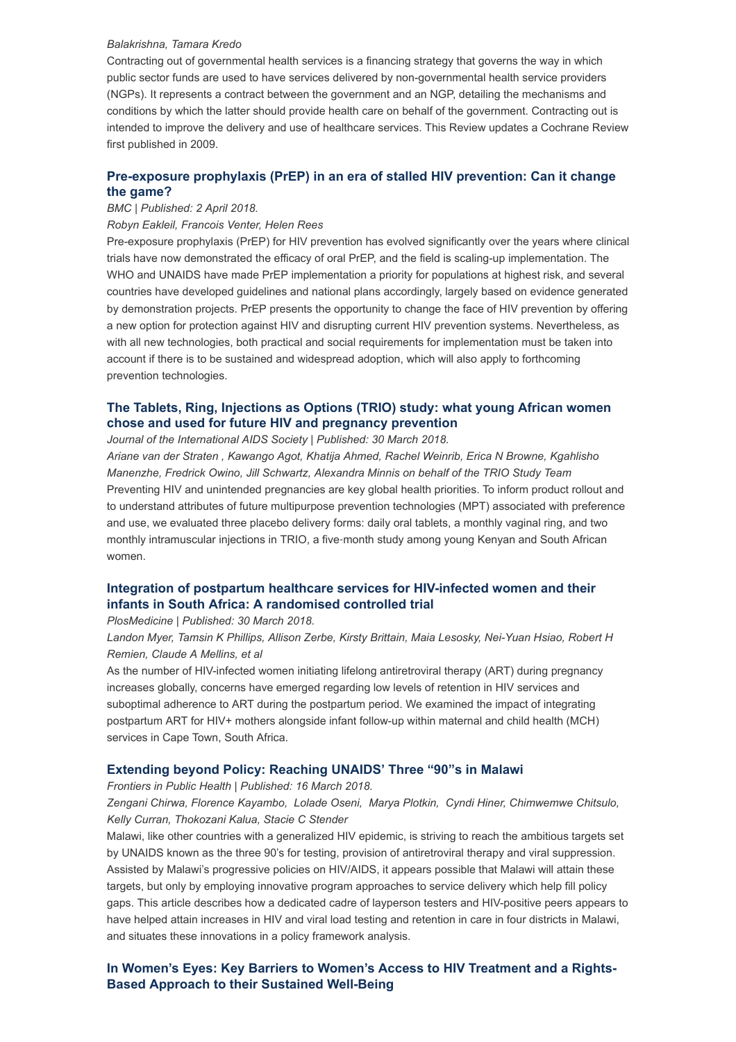*Balakrishna, Tamara Kredo*

Contracting out of governmental health services is a financing strategy that governs the way in which public sector funds are used to have services delivered by non-governmental health service providers (NGPs). It represents a contract between the government and an NGP, detailing the mechanisms and conditions by which the latter should provide health care on behalf of the government. Contracting out is intended to improve the delivery and use of healthcare services. This Review updates a Cochrane Review first published in 2009.

### Pre-exposure prophylaxis (PrEP) in an era of stalled HIV prevention: Can it change the game?

*BMC | Published: 2 April 2018.*

*Robyn Eakleil, Francois Venter, Helen Rees*

Pre-exposure prophylaxis (PrEP) for HIV prevention has evolved significantly over the years where clinical trials have now demonstrated the efficacy of oral PrEP, and the field is scaling-up implementation. The WHO and UNAIDS have made PrEP implementation a priority for populations at highest risk, and several countries have developed guidelines and national plans accordingly, largely based on evidence generated by demonstration projects. PrEP presents the opportunity to change the face of HIV prevention by offering a new option for protection against HIV and disrupting current HIV prevention systems. Nevertheless, as with all new technologies, both practical and social requirements for implementation must be taken into account if there is to be sustained and widespread adoption, which will also apply to forthcoming prevention technologies.

### The Tablets, Ring, Injections as Options (TRIO) study: what young African women chose and used for future HIV and pregnancy prevention

*Journal of the International AIDS Society | Published: 30 March 2018.*

*Ariane van der Straten , Kawango Agot, Khatija Ahmed, Rachel Weinrib, Erica N Browne, Kgahlisho Manenzhe, Fredrick Owino, Jill Schwartz, Alexandra Minnis on behalf of the TRIO Study Team*

Preventing HIV and unintended pregnancies are key global health priorities. To inform product rollout and to understand attributes of future multipurpose prevention technologies (MPT) associated with preference and use, we evaluated three placebo delivery forms: daily oral tablets, a monthly vaginal ring, and two monthly intramuscular injections in TRIO, a five-month study among young Kenyan and South African women.

### Integration of postpartum healthcare services for HIV-infected women and their infants in South Africa: A randomised controlled trial

*PlosMedicine | Published: 30 March 2018.*

*Landon Myer, Tamsin K Phillips, Allison Zerbe, Kirsty Brittain, Maia Lesosky, Nei-Yuan Hsiao, Robert H Remien, Claude A Mellins, et al*

As the number of HIV-infected women initiating lifelong antiretroviral therapy (ART) during pregnancy increases globally, concerns have emerged regarding low levels of retention in HIV services and suboptimal adherence to ART during the postpartum period. We examined the impact of integrating postpartum ART for HIV+ mothers alongside infant follow-up within maternal and child health (MCH) services in Cape Town, South Africa.

### Extending beyond Policy: Reaching UNAIDS' Three "90"s in Malawi

*Frontiers in Public Health | Published: 16 March 2018.*

*Zengani Chirwa, Florence Kayambo, Lolade Oseni, Marya Plotkin, Cyndi Hiner, Chimwemwe Chitsulo, Kelly Curran, Thokozani Kalua, Stacie C Stender*

Malawi, like other countries with a generalized HIV epidemic, is striving to reach the ambitious targets set by UNAIDS known as the three 90's for testing, provision of antiretroviral therapy and viral suppression. Assisted by Malawi's progressive policies on HIV/AIDS, it appears possible that Malawi will attain these targets, but only by employing innovative program approaches to service delivery which help fill policy gaps. This article describes how a dedicated cadre of layperson testers and HIV-positive peers appears to have helped attain increases in HIV and viral load testing and retention in care in four districts in Malawi, and situates these innovations in a policy framework analysis.

### In Women's Eyes: Key Barriers to Women's Access to HIV Treatment and a Rights-Based Approach to their Sustained Well-Being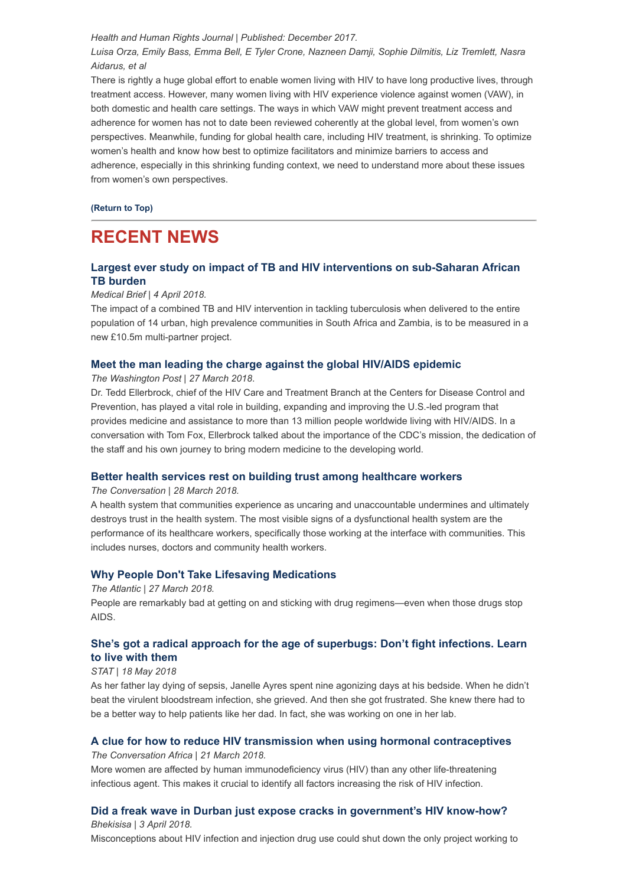*Health and Human Rights Journal | Published: December 2017.*

*Luisa Orza, Emily Bass, Emma Bell, E Tyler Crone, Nazneen Damji, Sophie Dilmitis, Liz Tremlett, Nasra Aidarus, et al*

There is rightly a huge global effort to enable women living with HIV to have long productive lives, through treatment access. However, many women living with HIV experience violence against women (VAW), in both domestic and health care settings. The ways in which VAW might prevent treatment access and adherence for women has not to date been reviewed coherently at the global level, from women's own perspectives. Meanwhile, funding for global health care, including HIV treatment, is shrinking. To optimize women's health and know how best to optimize facilitators and minimize barriers to access and adherence, especially in this shrinking funding context, we need to understand more about these issues from women's own perspectives.

**(Return to Top)**

## RECENT NEWS

### Largest ever study on impact of TB and HIV interventions on sub-Saharan African TB burden

*Medical Brief | 4 April 2018.*

The impact of a combined TB and HIV intervention in tackling tuberculosis when delivered to the entire population of 14 urban, high prevalence communities in South Africa and Zambia, is to be measured in a new £10.5m multi-partner project.

### Meet the man leading the charge against the global HIV/AIDS epidemic

*The Washington Post | 27 March 2018.*

Dr. Tedd Ellerbrock, chief of the HIV Care and Treatment Branch at the Centers for Disease Control and Prevention, has played a vital role in building, expanding and improving the U.S.-led program that provides medicine and assistance to more than 13 million people worldwide living with HIV/AIDS. In a conversation with Tom Fox, Ellerbrock talked about the importance of the CDC's mission, the dedication of the staff and his own journey to bring modern medicine to the developing world.

### Better health services rest on building trust among healthcare workers

*The Conversation | 28 March 2018.*

A health system that communities experience as uncaring and unaccountable undermines and ultimately destroys trust in the health system. The most visible signs of a dysfunctional health system are the performance of its healthcare workers, specifically those working at the interface with communities. This includes nurses, doctors and community health workers.

### Why People Don't Take Lifesaving Medications

*The Atlantic | 27 March 2018.*

People are remarkably bad at getting on and sticking with drug regimens—even when those drugs stop AIDS.

### She's got a radical approach for the age of superbugs: Don't fight infections. Learn to live with them

*STAT | 18 May 2018*

As her father lay dying of sepsis, Janelle Ayres spent nine agonizing days at his bedside. When he didn't beat the virulent bloodstream infection, she grieved. And then she got frustrated. She knew there had to be a better way to help patients like her dad. In fact, she was working on one in her lab.

### A clue for how to reduce HIV transmission when using hormonal contraceptives

*The Conversation Africa | 21 March 2018.*

More women are affected by human immunodeficiency virus (HIV) than any other life-threatening infectious agent. This makes it crucial to identify all factors increasing the risk of HIV infection.

### Did a freak wave in Durban just expose cracks in government's HIV know-how?

*Bhekisisa | 3 April 2018.*

Misconceptions about HIV infection and injection drug use could shut down the only project working to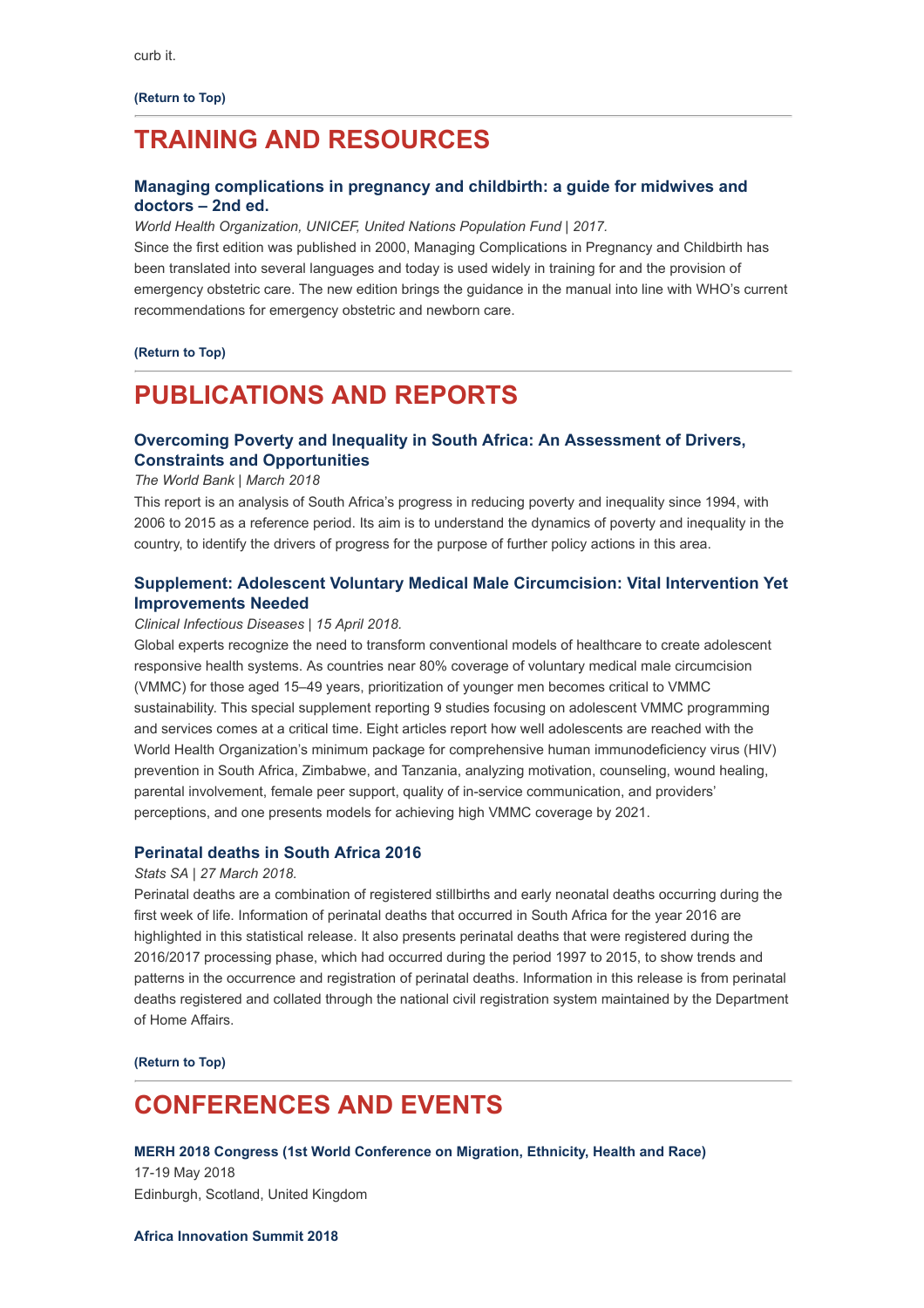curb it.

**(Return to Top)**

# TRAINING AND RESOURCES

### Managing complications in pregnancy and childbirth: a guide for midwives and doctors – 2nd ed.

*World Health Organization, UNICEF, United Nations Population Fund | 2017.*

Since the first edition was published in 2000, Managing Complications in Pregnancy and Childbirth has been translated into several languages and today is used widely in training for and the provision of emergency obstetric care. The new edition brings the guidance in the manual into line with WHO's current recommendations for emergency obstetric and newborn care.

**(Return to Top)**

# PUBLICATIONS AND REPORTS

### Overcoming Poverty and Inequality in South Africa: An Assessment of Drivers, Constraints and Opportunities

*The World Bank | March 2018*

This report is an analysis of South Africa's progress in reducing poverty and inequality since 1994, with 2006 to 2015 as a reference period. Its aim is to understand the dynamics of poverty and inequality in the country, to identify the drivers of progress for the purpose of further policy actions in this area.

### Supplement: Adolescent Voluntary Medical Male Circumcision: Vital Intervention Yet Improvements Needed

*Clinical Infectious Diseases | 15 April 2018.*

Global experts recognize the need to transform conventional models of healthcare to create adolescent responsive health systems. As countries near 80% coverage of voluntary medical male circumcision (VMMC) for those aged 15–49 years, prioritization of younger men becomes critical to VMMC sustainability. This special supplement reporting 9 studies focusing on adolescent VMMC programming and services comes at a critical time. Eight articles report how well adolescents are reached with the World Health Organization's minimum package for comprehensive human immunodeficiency virus (HIV) prevention in South Africa, Zimbabwe, and Tanzania, analyzing motivation, counseling, wound healing, parental involvement, female peer support, quality of in-service communication, and providers' perceptions, and one presents models for achieving high VMMC coverage by 2021.

### Perinatal deaths in South Africa 2016

*Stats SA | 27 March 2018.*

Perinatal deaths are a combination of registered stillbirths and early neonatal deaths occurring during the first week of life. Information of perinatal deaths that occurred in South Africa for the year 2016 are highlighted in this statistical release. It also presents perinatal deaths that were registered during the 2016/2017 processing phase, which had occurred during the period 1997 to 2015, to show trends and patterns in the occurrence and registration of perinatal deaths. Information in this release is from perinatal deaths registered and collated through the national civil registration system maintained by the Department of Home Affairs.

**(Return to Top)**

# CONFERENCES AND EVENTS

**MERH 2018 Congress (1st World Conference on Migration, Ethnicity, Health and Race)**
17-19 May 2018
Edinburgh, Scotland, United Kingdom

**Africa Innovation Summit 2018**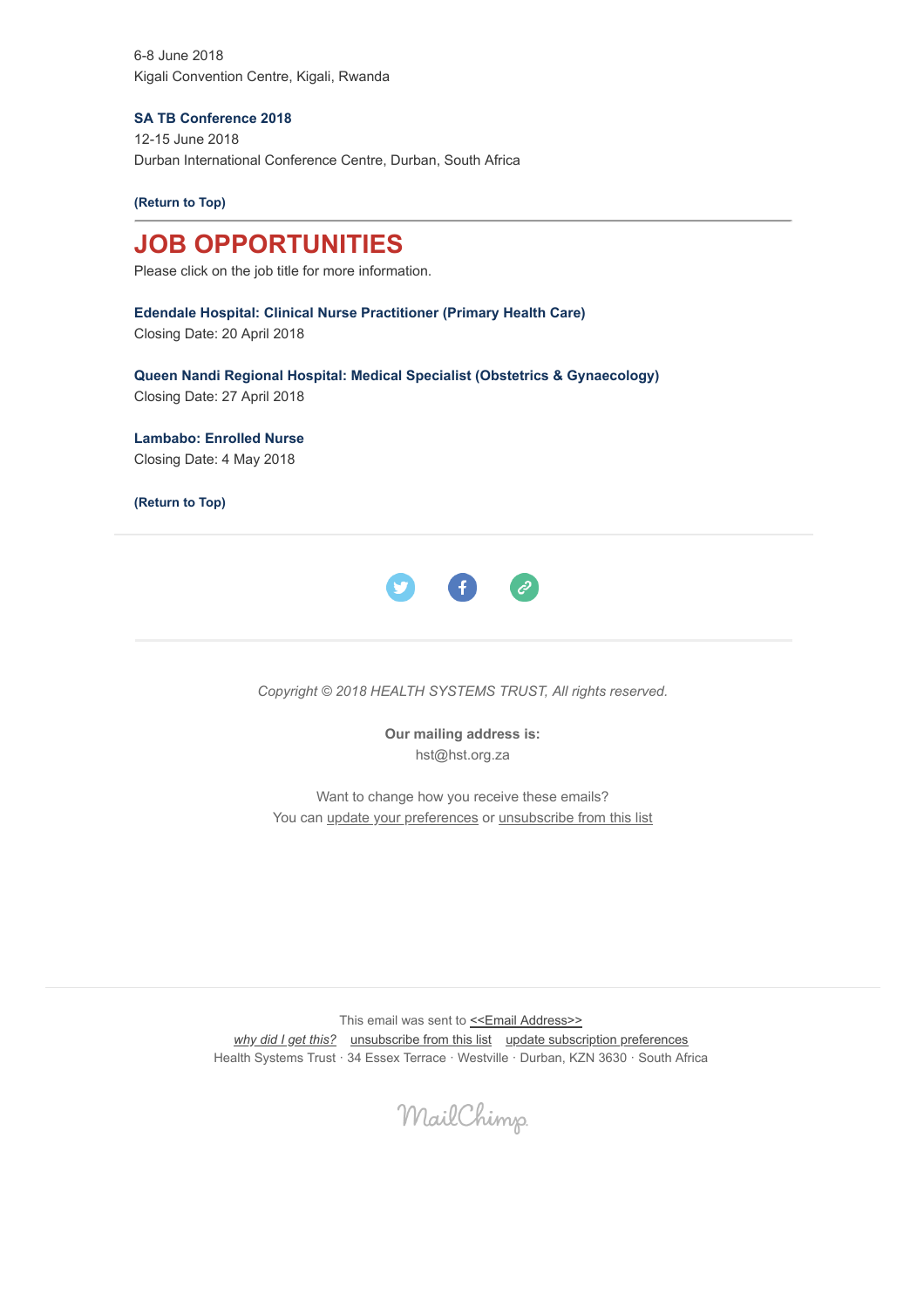6-8 June 2018
Kigali Convention Centre, Kigali, Rwanda

**SA TB Conference 2018**
12-15 June 2018
Durban International Conference Centre, Durban, South Africa

**(Return to Top)**

## JOB OPPORTUNITIES

Please click on the job title for more information.

**Edendale Hospital: Clinical Nurse Practitioner (Primary Health Care)**
Closing Date: 20 April 2018

**Queen Nandi Regional Hospital: Medical Specialist (Obstetrics & Gynaecology)**
Closing Date: 27 April 2018

**Lambabo: Enrolled Nurse**
Closing Date: 4 May 2018

**(Return to Top)**

*Copyright © 2018 HEALTH SYSTEMS TRUST, All rights reserved.*

**Our mailing address is:**
hst@hst.org.za

Want to change how you receive these emails?
You can update your preferences or unsubscribe from this list

This email was sent to <<Email Address>>
*why did I get this?* unsubscribe from this list update subscription preferences
Health Systems Trust · 34 Essex Terrace · Westville · Durban, KZN 3630 · South Africa

MailChimp